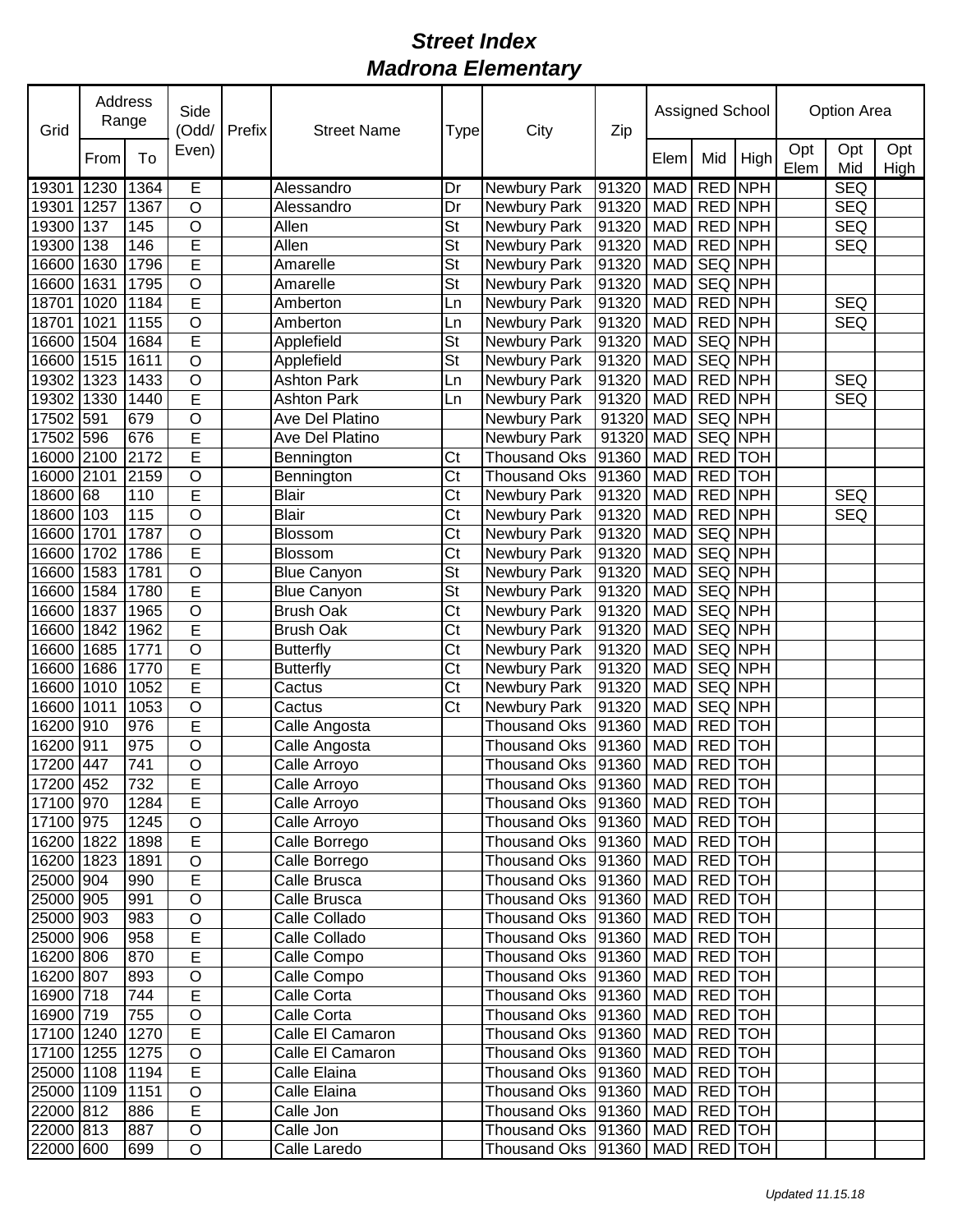# *Street Index*
# *Madrona Elementary*

| Grid | Address Range | | Side (Odd/ Even) | Prefix | Street Name | Type | City | Zip | Assigned School | | | Option Area | | |
|---|---|---|---|---|---|---|---|---|---|---|---|---|---|---|
| | From | To | | | | | | | Elem | Mid | High | Opt Elem | Opt Mid | Opt High |
| 19301 | 1230 | 1364 | E | | Alessandro | Dr | Newbury Park | 91320 | MAD | RED | NPH | | SEQ | |
| 19301 | 1257 | 1367 | O | | Alessandro | Dr | Newbury Park | 91320 | MAD | RED | NPH | | SEQ | |
| 19300 | 137 | 145 | O | | Allen | St | Newbury Park | 91320 | MAD | RED | NPH | | SEQ | |
| 19300 | 138 | 146 | E | | Allen | St | Newbury Park | 91320 | MAD | RED | NPH | | SEQ | |
| 16600 | 1630 | 1796 | E | | Amarelle | St | Newbury Park | 91320 | MAD | SEQ | NPH | | | |
| 16600 | 1631 | 1795 | O | | Amarelle | St | Newbury Park | 91320 | MAD | SEQ | NPH | | | |
| 18701 | 1020 | 1184 | E | | Amberton | Ln | Newbury Park | 91320 | MAD | RED | NPH | | SEQ | |
| 18701 | 1021 | 1155 | O | | Amberton | Ln | Newbury Park | 91320 | MAD | RED | NPH | | SEQ | |
| 16600 | 1504 | 1684 | E | | Applefield | St | Newbury Park | 91320 | MAD | SEQ | NPH | | | |
| 16600 | 1515 | 1611 | O | | Applefield | St | Newbury Park | 91320 | MAD | SEQ | NPH | | | |
| 19302 | 1323 | 1433 | O | | Ashton Park | Ln | Newbury Park | 91320 | MAD | RED | NPH | | SEQ | |
| 19302 | 1330 | 1440 | E | | Ashton Park | Ln | Newbury Park | 91320 | MAD | RED | NPH | | SEQ | |
| 17502 | 591 | 679 | O | | Ave Del Platino | | Newbury Park | 91320 | MAD | SEQ | NPH | | | |
| 17502 | 596 | 676 | E | | Ave Del Platino | | Newbury Park | 91320 | MAD | SEQ | NPH | | | |
| 16000 | 2100 | 2172 | E | | Bennington | Ct | Thousand Oks | 91360 | MAD | RED | TOH | | | |
| 16000 | 2101 | 2159 | O | | Bennington | Ct | Thousand Oks | 91360 | MAD | RED | TOH | | | |
| 18600 | 68 | 110 | E | | Blair | Ct | Newbury Park | 91320 | MAD | RED | NPH | | SEQ | |
| 18600 | 103 | 115 | O | | Blair | Ct | Newbury Park | 91320 | MAD | RED | NPH | | SEQ | |
| 16600 | 1701 | 1787 | O | | Blossom | Ct | Newbury Park | 91320 | MAD | SEQ | NPH | | | |
| 16600 | 1702 | 1786 | E | | Blossom | Ct | Newbury Park | 91320 | MAD | SEQ | NPH | | | |
| 16600 | 1583 | 1781 | O | | Blue Canyon | St | Newbury Park | 91320 | MAD | SEQ | NPH | | | |
| 16600 | 1584 | 1780 | E | | Blue Canyon | St | Newbury Park | 91320 | MAD | SEQ | NPH | | | |
| 16600 | 1837 | 1965 | O | | Brush Oak | Ct | Newbury Park | 91320 | MAD | SEQ | NPH | | | |
| 16600 | 1842 | 1962 | E | | Brush Oak | Ct | Newbury Park | 91320 | MAD | SEQ | NPH | | | |
| 16600 | 1685 | 1771 | O | | Butterfly | Ct | Newbury Park | 91320 | MAD | SEQ | NPH | | | |
| 16600 | 1686 | 1770 | E | | Butterfly | Ct | Newbury Park | 91320 | MAD | SEQ | NPH | | | |
| 16600 | 1010 | 1052 | E | | Cactus | Ct | Newbury Park | 91320 | MAD | SEQ | NPH | | | |
| 16600 | 1011 | 1053 | O | | Cactus | Ct | Newbury Park | 91320 | MAD | SEQ | NPH | | | |
| 16200 | 910 | 976 | E | | Calle Angosta | | Thousand Oks | 91360 | MAD | RED | TOH | | | |
| 16200 | 911 | 975 | O | | Calle Angosta | | Thousand Oks | 91360 | MAD | RED | TOH | | | |
| 17200 | 447 | 741 | O | | Calle Arroyo | | Thousand Oks | 91360 | MAD | RED | TOH | | | |
| 17200 | 452 | 732 | E | | Calle Arroyo | | Thousand Oks | 91360 | MAD | RED | TOH | | | |
| 17100 | 970 | 1284 | E | | Calle Arroyo | | Thousand Oks | 91360 | MAD | RED | TOH | | | |
| 17100 | 975 | 1245 | O | | Calle Arroyo | | Thousand Oks | 91360 | MAD | RED | TOH | | | |
| 16200 | 1822 | 1898 | E | | Calle Borrego | | Thousand Oks | 91360 | MAD | RED | TOH | | | |
| 16200 | 1823 | 1891 | O | | Calle Borrego | | Thousand Oks | 91360 | MAD | RED | TOH | | | |
| 25000 | 904 | 990 | E | | Calle Brusca | | Thousand Oks | 91360 | MAD | RED | TOH | | | |
| 25000 | 905 | 991 | O | | Calle Brusca | | Thousand Oks | 91360 | MAD | RED | TOH | | | |
| 25000 | 903 | 983 | O | | Calle Collado | | Thousand Oks | 91360 | MAD | RED | TOH | | | |
| 25000 | 906 | 958 | E | | Calle Collado | | Thousand Oks | 91360 | MAD | RED | TOH | | | |
| 16200 | 806 | 870 | E | | Calle Compo | | Thousand Oks | 91360 | MAD | RED | TOH | | | |
| 16200 | 807 | 893 | O | | Calle Compo | | Thousand Oks | 91360 | MAD | RED | TOH | | | |
| 16900 | 718 | 744 | E | | Calle Corta | | Thousand Oks | 91360 | MAD | RED | TOH | | | |
| 16900 | 719 | 755 | O | | Calle Corta | | Thousand Oks | 91360 | MAD | RED | TOH | | | |
| 17100 | 1240 | 1270 | E | | Calle El Camaron | | Thousand Oks | 91360 | MAD | RED | TOH | | | |
| 17100 | 1255 | 1275 | O | | Calle El Camaron | | Thousand Oks | 91360 | MAD | RED | TOH | | | |
| 25000 | 1108 | 1194 | E | | Calle Elaina | | Thousand Oks | 91360 | MAD | RED | TOH | | | |
| 25000 | 1109 | 1151 | O | | Calle Elaina | | Thousand Oks | 91360 | MAD | RED | TOH | | | |
| 22000 | 812 | 886 | E | | Calle Jon | | Thousand Oks | 91360 | MAD | RED | TOH | | | |
| 22000 | 813 | 887 | O | | Calle Jon | | Thousand Oks | 91360 | MAD | RED | TOH | | | |
| 22000 | 600 | 699 | O | | Calle Laredo | | Thousand Oks | 91360 | MAD | RED | TOH | | | |

*Updated 11.15.18*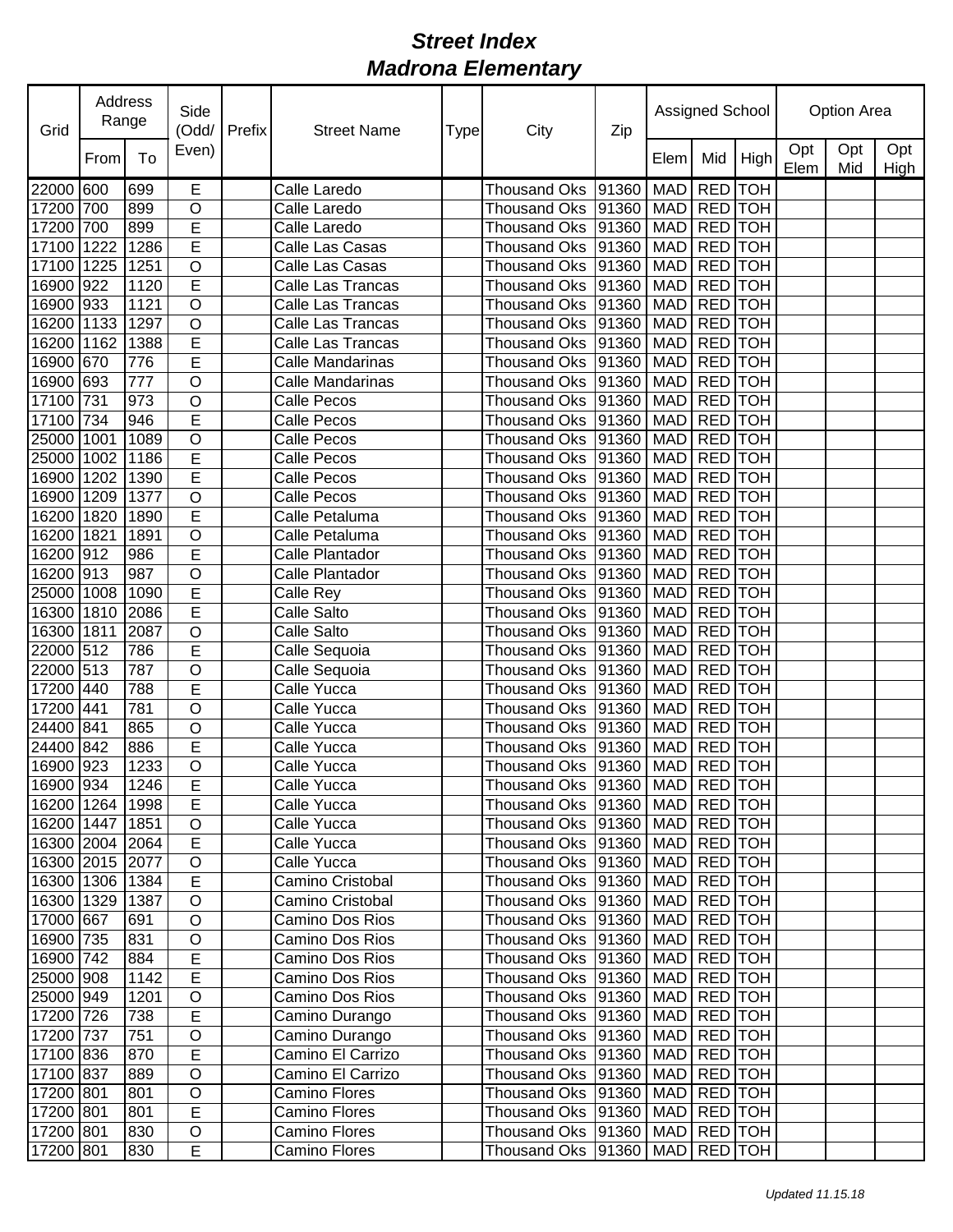# Street Index
## Madrona Elementary

| Grid | Address Range | | Side (Odd/ Even) | Prefix | Street Name | Type | City | Zip | Assigned School | | | Option Area | | |
|---|---|---|---|---|---|---|---|---|---|---|---|---|---|---|
| | From | To | | | | | | | Elem | Mid | High | Opt Elem | Opt Mid | Opt High |
| 22000 | 600 | 699 | E | | Calle Laredo | | Thousand Oks | 91360 | MAD | RED | TOH | | | |
| 17200 | 700 | 899 | O | | Calle Laredo | | Thousand Oks | 91360 | MAD | RED | TOH | | | |
| 17200 | 700 | 899 | E | | Calle Laredo | | Thousand Oks | 91360 | MAD | RED | TOH | | | |
| 17100 | 1222 | 1286 | E | | Calle Las Casas | | Thousand Oks | 91360 | MAD | RED | TOH | | | |
| 17100 | 1225 | 1251 | O | | Calle Las Casas | | Thousand Oks | 91360 | MAD | RED | TOH | | | |
| 16900 | 922 | 1120 | E | | Calle Las Trancas | | Thousand Oks | 91360 | MAD | RED | TOH | | | |
| 16900 | 933 | 1121 | O | | Calle Las Trancas | | Thousand Oks | 91360 | MAD | RED | TOH | | | |
| 16200 | 1133 | 1297 | O | | Calle Las Trancas | | Thousand Oks | 91360 | MAD | RED | TOH | | | |
| 16200 | 1162 | 1388 | E | | Calle Las Trancas | | Thousand Oks | 91360 | MAD | RED | TOH | | | |
| 16900 | 670 | 776 | E | | Calle Mandarinas | | Thousand Oks | 91360 | MAD | RED | TOH | | | |
| 16900 | 693 | 777 | O | | Calle Mandarinas | | Thousand Oks | 91360 | MAD | RED | TOH | | | |
| 17100 | 731 | 973 | O | | Calle Pecos | | Thousand Oks | 91360 | MAD | RED | TOH | | | |
| 17100 | 734 | 946 | E | | Calle Pecos | | Thousand Oks | 91360 | MAD | RED | TOH | | | |
| 25000 | 1001 | 1089 | O | | Calle Pecos | | Thousand Oks | 91360 | MAD | RED | TOH | | | |
| 25000 | 1002 | 1186 | E | | Calle Pecos | | Thousand Oks | 91360 | MAD | RED | TOH | | | |
| 16900 | 1202 | 1390 | E | | Calle Pecos | | Thousand Oks | 91360 | MAD | RED | TOH | | | |
| 16900 | 1209 | 1377 | O | | Calle Pecos | | Thousand Oks | 91360 | MAD | RED | TOH | | | |
| 16200 | 1820 | 1890 | E | | Calle Petaluma | | Thousand Oks | 91360 | MAD | RED | TOH | | | |
| 16200 | 1821 | 1891 | O | | Calle Petaluma | | Thousand Oks | 91360 | MAD | RED | TOH | | | |
| 16200 | 912 | 986 | E | | Calle Plantador | | Thousand Oks | 91360 | MAD | RED | TOH | | | |
| 16200 | 913 | 987 | O | | Calle Plantador | | Thousand Oks | 91360 | MAD | RED | TOH | | | |
| 25000 | 1008 | 1090 | E | | Calle Rey | | Thousand Oks | 91360 | MAD | RED | TOH | | | |
| 16300 | 1810 | 2086 | E | | Calle Salto | | Thousand Oks | 91360 | MAD | RED | TOH | | | |
| 16300 | 1811 | 2087 | O | | Calle Salto | | Thousand Oks | 91360 | MAD | RED | TOH | | | |
| 22000 | 512 | 786 | E | | Calle Sequoia | | Thousand Oks | 91360 | MAD | RED | TOH | | | |
| 22000 | 513 | 787 | O | | Calle Sequoia | | Thousand Oks | 91360 | MAD | RED | TOH | | | |
| 17200 | 440 | 788 | E | | Calle Yucca | | Thousand Oks | 91360 | MAD | RED | TOH | | | |
| 17200 | 441 | 781 | O | | Calle Yucca | | Thousand Oks | 91360 | MAD | RED | TOH | | | |
| 24400 | 841 | 865 | O | | Calle Yucca | | Thousand Oks | 91360 | MAD | RED | TOH | | | |
| 24400 | 842 | 886 | E | | Calle Yucca | | Thousand Oks | 91360 | MAD | RED | TOH | | | |
| 16900 | 923 | 1233 | O | | Calle Yucca | | Thousand Oks | 91360 | MAD | RED | TOH | | | |
| 16900 | 934 | 1246 | E | | Calle Yucca | | Thousand Oks | 91360 | MAD | RED | TOH | | | |
| 16200 | 1264 | 1998 | E | | Calle Yucca | | Thousand Oks | 91360 | MAD | RED | TOH | | | |
| 16200 | 1447 | 1851 | O | | Calle Yucca | | Thousand Oks | 91360 | MAD | RED | TOH | | | |
| 16300 | 2004 | 2064 | E | | Calle Yucca | | Thousand Oks | 91360 | MAD | RED | TOH | | | |
| 16300 | 2015 | 2077 | O | | Calle Yucca | | Thousand Oks | 91360 | MAD | RED | TOH | | | |
| 16300 | 1306 | 1384 | E | | Camino Cristobal | | Thousand Oks | 91360 | MAD | RED | TOH | | | |
| 16300 | 1329 | 1387 | O | | Camino Cristobal | | Thousand Oks | 91360 | MAD | RED | TOH | | | |
| 17000 | 667 | 691 | O | | Camino Dos Rios | | Thousand Oks | 91360 | MAD | RED | TOH | | | |
| 16900 | 735 | 831 | O | | Camino Dos Rios | | Thousand Oks | 91360 | MAD | RED | TOH | | | |
| 16900 | 742 | 884 | E | | Camino Dos Rios | | Thousand Oks | 91360 | MAD | RED | TOH | | | |
| 25000 | 908 | 1142 | E | | Camino Dos Rios | | Thousand Oks | 91360 | MAD | RED | TOH | | | |
| 25000 | 949 | 1201 | O | | Camino Dos Rios | | Thousand Oks | 91360 | MAD | RED | TOH | | | |
| 17200 | 726 | 738 | E | | Camino Durango | | Thousand Oks | 91360 | MAD | RED | TOH | | | |
| 17200 | 737 | 751 | O | | Camino Durango | | Thousand Oks | 91360 | MAD | RED | TOH | | | |
| 17100 | 836 | 870 | E | | Camino El Carrizo | | Thousand Oks | 91360 | MAD | RED | TOH | | | |
| 17100 | 837 | 889 | O | | Camino El Carrizo | | Thousand Oks | 91360 | MAD | RED | TOH | | | |
| 17200 | 801 | 801 | O | | Camino Flores | | Thousand Oks | 91360 | MAD | RED | TOH | | | |
| 17200 | 801 | 801 | E | | Camino Flores | | Thousand Oks | 91360 | MAD | RED | TOH | | | |
| 17200 | 801 | 830 | O | | Camino Flores | | Thousand Oks | 91360 | MAD | RED | TOH | | | |
| 17200 | 801 | 830 | E | | Camino Flores | | Thousand Oks | 91360 | MAD | RED | TOH | | | |

*Updated 11.15.18*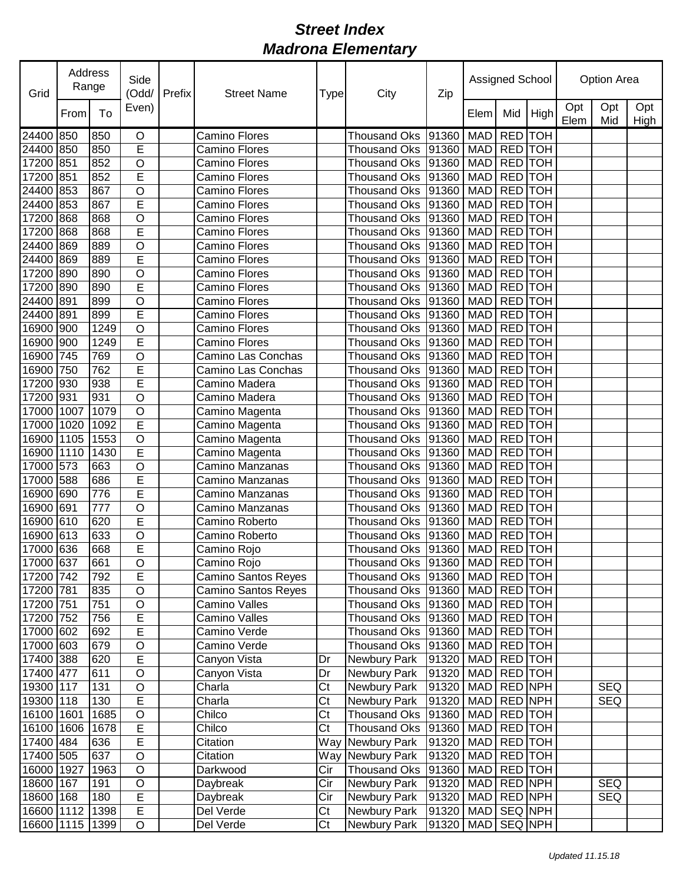# *Street Index*
## *Madrona Elementary*

| Grid | Address Range | | Side (Odd/ Even) | Prefix | Street Name | Type | City | Zip | Assigned School | | | Option Area | | |
|---|---|---|---|---|---|---|---|---|---|---|---|---|---|---|
| | From | To | | | | | | | Elem | Mid | High | Opt Elem | Opt Mid | Opt High |
| 24400 | 850 | 850 | O | | Camino Flores | | Thousand Oks | 91360 | MAD | RED | TOH | | | |
| 24400 | 850 | 850 | E | | Camino Flores | | Thousand Oks | 91360 | MAD | RED | TOH | | | |
| 17200 | 851 | 852 | O | | Camino Flores | | Thousand Oks | 91360 | MAD | RED | TOH | | | |
| 17200 | 851 | 852 | E | | Camino Flores | | Thousand Oks | 91360 | MAD | RED | TOH | | | |
| 24400 | 853 | 867 | O | | Camino Flores | | Thousand Oks | 91360 | MAD | RED | TOH | | | |
| 24400 | 853 | 867 | E | | Camino Flores | | Thousand Oks | 91360 | MAD | RED | TOH | | | |
| 17200 | 868 | 868 | O | | Camino Flores | | Thousand Oks | 91360 | MAD | RED | TOH | | | |
| 17200 | 868 | 868 | E | | Camino Flores | | Thousand Oks | 91360 | MAD | RED | TOH | | | |
| 24400 | 869 | 889 | O | | Camino Flores | | Thousand Oks | 91360 | MAD | RED | TOH | | | |
| 24400 | 869 | 889 | E | | Camino Flores | | Thousand Oks | 91360 | MAD | RED | TOH | | | |
| 17200 | 890 | 890 | O | | Camino Flores | | Thousand Oks | 91360 | MAD | RED | TOH | | | |
| 17200 | 890 | 890 | E | | Camino Flores | | Thousand Oks | 91360 | MAD | RED | TOH | | | |
| 24400 | 891 | 899 | O | | Camino Flores | | Thousand Oks | 91360 | MAD | RED | TOH | | | |
| 24400 | 891 | 899 | E | | Camino Flores | | Thousand Oks | 91360 | MAD | RED | TOH | | | |
| 16900 | 900 | 1249 | O | | Camino Flores | | Thousand Oks | 91360 | MAD | RED | TOH | | | |
| 16900 | 900 | 1249 | E | | Camino Flores | | Thousand Oks | 91360 | MAD | RED | TOH | | | |
| 16900 | 745 | 769 | O | | Camino Las Conchas | | Thousand Oks | 91360 | MAD | RED | TOH | | | |
| 16900 | 750 | 762 | E | | Camino Las Conchas | | Thousand Oks | 91360 | MAD | RED | TOH | | | |
| 17200 | 930 | 938 | E | | Camino Madera | | Thousand Oks | 91360 | MAD | RED | TOH | | | |
| 17200 | 931 | 931 | O | | Camino Madera | | Thousand Oks | 91360 | MAD | RED | TOH | | | |
| 17000 | 1007 | 1079 | O | | Camino Magenta | | Thousand Oks | 91360 | MAD | RED | TOH | | | |
| 17000 | 1020 | 1092 | E | | Camino Magenta | | Thousand Oks | 91360 | MAD | RED | TOH | | | |
| 16900 | 1105 | 1553 | O | | Camino Magenta | | Thousand Oks | 91360 | MAD | RED | TOH | | | |
| 16900 | 1110 | 1430 | E | | Camino Magenta | | Thousand Oks | 91360 | MAD | RED | TOH | | | |
| 17000 | 573 | 663 | O | | Camino Manzanas | | Thousand Oks | 91360 | MAD | RED | TOH | | | |
| 17000 | 588 | 686 | E | | Camino Manzanas | | Thousand Oks | 91360 | MAD | RED | TOH | | | |
| 16900 | 690 | 776 | E | | Camino Manzanas | | Thousand Oks | 91360 | MAD | RED | TOH | | | |
| 16900 | 691 | 777 | O | | Camino Manzanas | | Thousand Oks | 91360 | MAD | RED | TOH | | | |
| 16900 | 610 | 620 | E | | Camino Roberto | | Thousand Oks | 91360 | MAD | RED | TOH | | | |
| 16900 | 613 | 633 | O | | Camino Roberto | | Thousand Oks | 91360 | MAD | RED | TOH | | | |
| 17000 | 636 | 668 | E | | Camino Rojo | | Thousand Oks | 91360 | MAD | RED | TOH | | | |
| 17000 | 637 | 661 | O | | Camino Rojo | | Thousand Oks | 91360 | MAD | RED | TOH | | | |
| 17200 | 742 | 792 | E | | Camino Santos Reyes | | Thousand Oks | 91360 | MAD | RED | TOH | | | |
| 17200 | 781 | 835 | O | | Camino Santos Reyes | | Thousand Oks | 91360 | MAD | RED | TOH | | | |
| 17200 | 751 | 751 | O | | Camino Valles | | Thousand Oks | 91360 | MAD | RED | TOH | | | |
| 17200 | 752 | 756 | E | | Camino Valles | | Thousand Oks | 91360 | MAD | RED | TOH | | | |
| 17000 | 602 | 692 | E | | Camino Verde | | Thousand Oks | 91360 | MAD | RED | TOH | | | |
| 17000 | 603 | 679 | O | | Camino Verde | | Thousand Oks | 91360 | MAD | RED | TOH | | | |
| 17400 | 388 | 620 | E | | Canyon Vista | Dr | Newbury Park | 91320 | MAD | RED | TOH | | | |
| 17400 | 477 | 611 | O | | Canyon Vista | Dr | Newbury Park | 91320 | MAD | RED | TOH | | | |
| 19300 | 117 | 131 | O | | Charla | Ct | Newbury Park | 91320 | MAD | RED | NPH | | SEQ | |
| 19300 | 118 | 130 | E | | Charla | Ct | Newbury Park | 91320 | MAD | RED | NPH | | SEQ | |
| 16100 | 1601 | 1685 | O | | Chilco | Ct | Thousand Oks | 91360 | MAD | RED | TOH | | | |
| 16100 | 1606 | 1678 | E | | Chilco | Ct | Thousand Oks | 91360 | MAD | RED | TOH | | | |
| 17400 | 484 | 636 | E | | Citation | Way | Newbury Park | 91320 | MAD | RED | TOH | | | |
| 17400 | 505 | 637 | O | | Citation | Way | Newbury Park | 91320 | MAD | RED | TOH | | | |
| 16000 | 1927 | 1963 | O | | Darkwood | Cir | Thousand Oks | 91360 | MAD | RED | TOH | | | |
| 18600 | 167 | 191 | O | | Daybreak | Cir | Newbury Park | 91320 | MAD | RED | NPH | | SEQ | |
| 18600 | 168 | 180 | E | | Daybreak | Cir | Newbury Park | 91320 | MAD | RED | NPH | | SEQ | |
| 16600 | 1112 | 1398 | E | | Del Verde | Ct | Newbury Park | 91320 | MAD | SEQ | NPH | | | |
| 16600 | 1115 | 1399 | O | | Del Verde | Ct | Newbury Park | 91320 | MAD | SEQ | NPH | | | |

*Updated 11.15.18*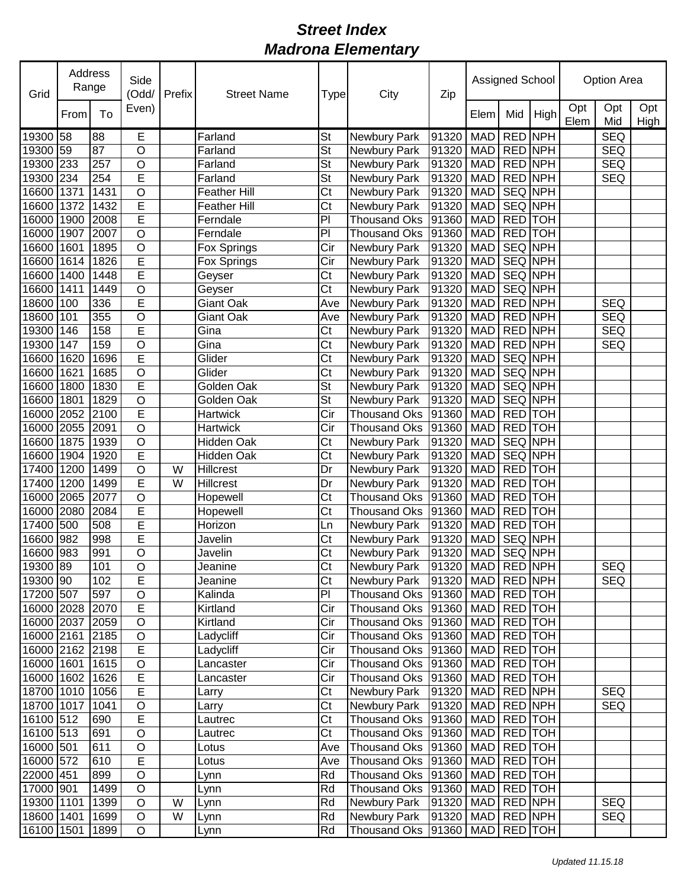# Street Index
# Madrona Elementary

| Grid | Address Range | | Side (Odd/ Even) | Prefix | Street Name | Type | City | Zip | Assigned School | | | Option Area | | |
|---|---|---|---|---|---|---|---|---|---|---|---|---|---|---|
| | From | To | | | | | | | Elem | Mid | High | Opt Elem | Opt Mid | Opt High |
| 19300 | 58 | 88 | E | | Farland | St | Newbury Park | 91320 | MAD | RED | NPH | | SEQ | |
| 19300 | 59 | 87 | O | | Farland | St | Newbury Park | 91320 | MAD | RED | NPH | | SEQ | |
| 19300 | 233 | 257 | O | | Farland | St | Newbury Park | 91320 | MAD | RED | NPH | | SEQ | |
| 19300 | 234 | 254 | E | | Farland | St | Newbury Park | 91320 | MAD | RED | NPH | | SEQ | |
| 16600 | 1371 | 1431 | O | | Feather Hill | Ct | Newbury Park | 91320 | MAD | SEQ | NPH | | | |
| 16600 | 1372 | 1432 | E | | Feather Hill | Ct | Newbury Park | 91320 | MAD | SEQ | NPH | | | |
| 16000 | 1900 | 2008 | E | | Ferndale | Pl | Thousand Oks | 91360 | MAD | RED | TOH | | | |
| 16000 | 1907 | 2007 | O | | Ferndale | Pl | Thousand Oks | 91360 | MAD | RED | TOH | | | |
| 16600 | 1601 | 1895 | O | | Fox Springs | Cir | Newbury Park | 91320 | MAD | SEQ | NPH | | | |
| 16600 | 1614 | 1826 | E | | Fox Springs | Cir | Newbury Park | 91320 | MAD | SEQ | NPH | | | |
| 16600 | 1400 | 1448 | E | | Geyser | Ct | Newbury Park | 91320 | MAD | SEQ | NPH | | | |
| 16600 | 1411 | 1449 | O | | Geyser | Ct | Newbury Park | 91320 | MAD | SEQ | NPH | | | |
| 18600 | 100 | 336 | E | | Giant Oak | Ave | Newbury Park | 91320 | MAD | RED | NPH | | SEQ | |
| 18600 | 101 | 355 | O | | Giant Oak | Ave | Newbury Park | 91320 | MAD | RED | NPH | | SEQ | |
| 19300 | 146 | 158 | E | | Gina | Ct | Newbury Park | 91320 | MAD | RED | NPH | | SEQ | |
| 19300 | 147 | 159 | O | | Gina | Ct | Newbury Park | 91320 | MAD | RED | NPH | | SEQ | |
| 16600 | 1620 | 1696 | E | | Glider | Ct | Newbury Park | 91320 | MAD | SEQ | NPH | | | |
| 16600 | 1621 | 1685 | O | | Glider | Ct | Newbury Park | 91320 | MAD | SEQ | NPH | | | |
| 16600 | 1800 | 1830 | E | | Golden Oak | St | Newbury Park | 91320 | MAD | SEQ | NPH | | | |
| 16600 | 1801 | 1829 | O | | Golden Oak | St | Newbury Park | 91320 | MAD | SEQ | NPH | | | |
| 16000 | 2052 | 2100 | E | | Hartwick | Cir | Thousand Oks | 91360 | MAD | RED | TOH | | | |
| 16000 | 2055 | 2091 | O | | Hartwick | Cir | Thousand Oks | 91360 | MAD | RED | TOH | | | |
| 16600 | 1875 | 1939 | O | | Hidden Oak | Ct | Newbury Park | 91320 | MAD | SEQ | NPH | | | |
| 16600 | 1904 | 1920 | E | | Hidden Oak | Ct | Newbury Park | 91320 | MAD | SEQ | NPH | | | |
| 17400 | 1200 | 1499 | O | W | Hillcrest | Dr | Newbury Park | 91320 | MAD | RED | TOH | | | |
| 17400 | 1200 | 1499 | E | W | Hillcrest | Dr | Newbury Park | 91320 | MAD | RED | TOH | | | |
| 16000 | 2065 | 2077 | O | | Hopewell | Ct | Thousand Oks | 91360 | MAD | RED | TOH | | | |
| 16000 | 2080 | 2084 | E | | Hopewell | Ct | Thousand Oks | 91360 | MAD | RED | TOH | | | |
| 17400 | 500 | 508 | E | | Horizon | Ln | Newbury Park | 91320 | MAD | RED | TOH | | | |
| 16600 | 982 | 998 | E | | Javelin | Ct | Newbury Park | 91320 | MAD | SEQ | NPH | | | |
| 16600 | 983 | 991 | O | | Javelin | Ct | Newbury Park | 91320 | MAD | SEQ | NPH | | | |
| 19300 | 89 | 101 | O | | Jeanine | Ct | Newbury Park | 91320 | MAD | RED | NPH | | SEQ | |
| 19300 | 90 | 102 | E | | Jeanine | Ct | Newbury Park | 91320 | MAD | RED | NPH | | SEQ | |
| 17200 | 507 | 597 | O | | Kalinda | Pl | Thousand Oks | 91360 | MAD | RED | TOH | | | |
| 16000 | 2028 | 2070 | E | | Kirtland | Cir | Thousand Oks | 91360 | MAD | RED | TOH | | | |
| 16000 | 2037 | 2059 | O | | Kirtland | Cir | Thousand Oks | 91360 | MAD | RED | TOH | | | |
| 16000 | 2161 | 2185 | O | | Ladycliff | Cir | Thousand Oks | 91360 | MAD | RED | TOH | | | |
| 16000 | 2162 | 2198 | E | | Ladycliff | Cir | Thousand Oks | 91360 | MAD | RED | TOH | | | |
| 16000 | 1601 | 1615 | O | | Lancaster | Cir | Thousand Oks | 91360 | MAD | RED | TOH | | | |
| 16000 | 1602 | 1626 | E | | Lancaster | Cir | Thousand Oks | 91360 | MAD | RED | TOH | | | |
| 18700 | 1010 | 1056 | E | | Larry | Ct | Newbury Park | 91320 | MAD | RED | NPH | | SEQ | |
| 18700 | 1017 | 1041 | O | | Larry | Ct | Newbury Park | 91320 | MAD | RED | NPH | | SEQ | |
| 16100 | 512 | 690 | E | | Lautrec | Ct | Thousand Oks | 91360 | MAD | RED | TOH | | | |
| 16100 | 513 | 691 | O | | Lautrec | Ct | Thousand Oks | 91360 | MAD | RED | TOH | | | |
| 16000 | 501 | 611 | O | | Lotus | Ave | Thousand Oks | 91360 | MAD | RED | TOH | | | |
| 16000 | 572 | 610 | E | | Lotus | Ave | Thousand Oks | 91360 | MAD | RED | TOH | | | |
| 22000 | 451 | 899 | O | | Lynn | Rd | Thousand Oks | 91360 | MAD | RED | TOH | | | |
| 17000 | 901 | 1499 | O | | Lynn | Rd | Thousand Oks | 91360 | MAD | RED | TOH | | | |
| 19300 | 1101 | 1399 | O | W | Lynn | Rd | Newbury Park | 91320 | MAD | RED | NPH | | SEQ | |
| 18600 | 1401 | 1699 | O | W | Lynn | Rd | Newbury Park | 91320 | MAD | RED | NPH | | SEQ | |
| 16100 | 1501 | 1899 | O | | Lynn | Rd | Thousand Oks | 91360 | MAD | RED | TOH | | | |

*Updated 11.15.18*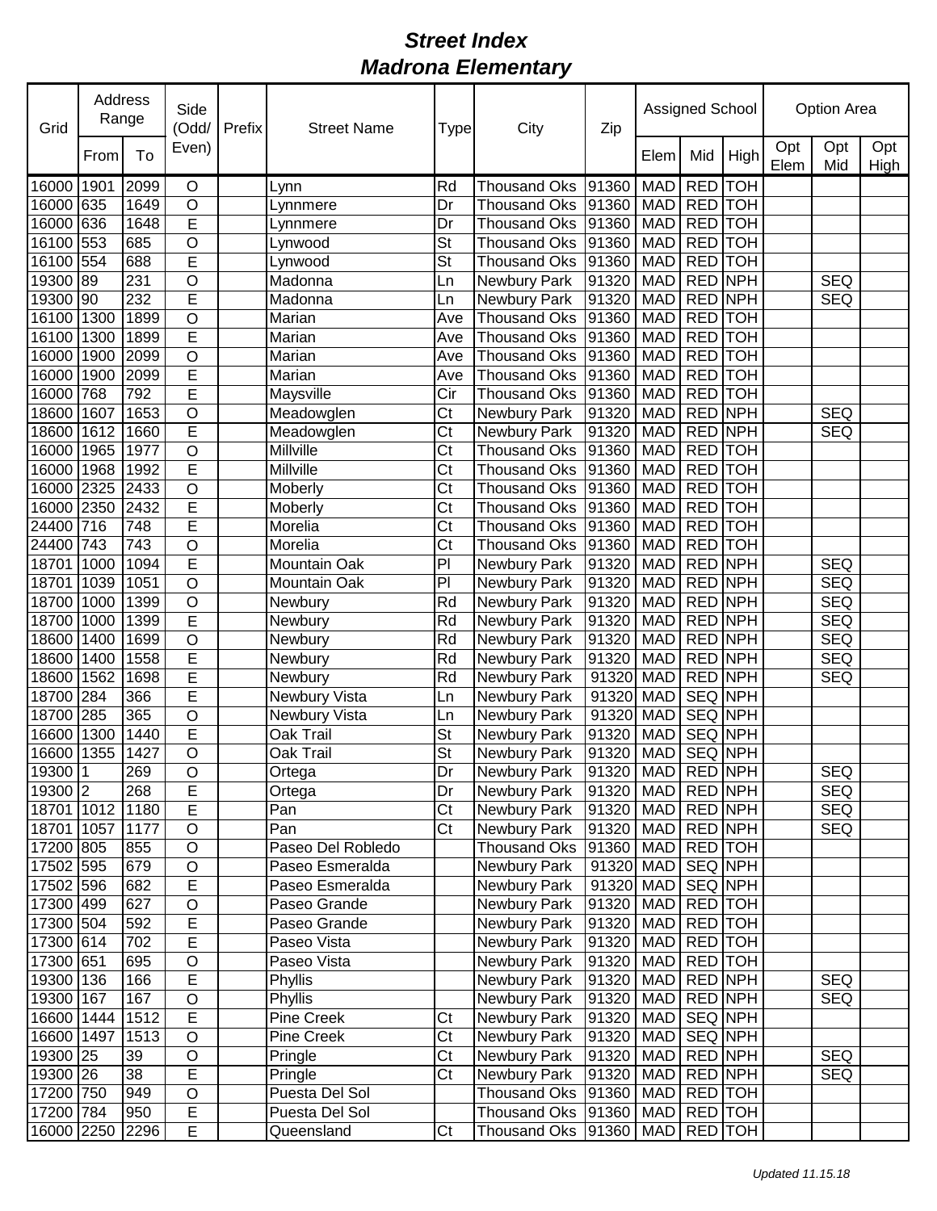# *Street Index*
# *Madrona Elementary*

| Grid | Address Range | | Side (Odd/ Even) | Prefix | Street Name | Type | City | Zip | Assigned School | | | Option Area | | |
|---|---|---|---|---|---|---|---|---|---|---|---|---|---|---|
| | From | To | | | | | | | Elem | Mid | High | Opt Elem | Opt Mid | Opt High |
| 16000 | 1901 | 2099 | O | | Lynn | Rd | Thousand Oks | 91360 | MAD | RED | TOH | | | |
| 16000 | 635 | 1649 | O | | Lynnmere | Dr | Thousand Oks | 91360 | MAD | RED | TOH | | | |
| 16000 | 636 | 1648 | E | | Lynnmere | Dr | Thousand Oks | 91360 | MAD | RED | TOH | | | |
| 16100 | 553 | 685 | O | | Lynwood | St | Thousand Oks | 91360 | MAD | RED | TOH | | | |
| 16100 | 554 | 688 | E | | Lynwood | St | Thousand Oks | 91360 | MAD | RED | TOH | | | |
| 19300 | 89 | 231 | O | | Madonna | Ln | Newbury Park | 91320 | MAD | RED | NPH | | SEQ | |
| 19300 | 90 | 232 | E | | Madonna | Ln | Newbury Park | 91320 | MAD | RED | NPH | | SEQ | |
| 16100 | 1300 | 1899 | O | | Marian | Ave | Thousand Oks | 91360 | MAD | RED | TOH | | | |
| 16100 | 1300 | 1899 | E | | Marian | Ave | Thousand Oks | 91360 | MAD | RED | TOH | | | |
| 16000 | 1900 | 2099 | O | | Marian | Ave | Thousand Oks | 91360 | MAD | RED | TOH | | | |
| 16000 | 1900 | 2099 | E | | Marian | Ave | Thousand Oks | 91360 | MAD | RED | TOH | | | |
| 16000 | 768 | 792 | E | | Maysville | Cir | Thousand Oks | 91360 | MAD | RED | TOH | | | |
| 18600 | 1607 | 1653 | O | | Meadowglen | Ct | Newbury Park | 91320 | MAD | RED | NPH | | SEQ | |
| 18600 | 1612 | 1660 | E | | Meadowglen | Ct | Newbury Park | 91320 | MAD | RED | NPH | | SEQ | |
| 16000 | 1965 | 1977 | O | | Millville | Ct | Thousand Oks | 91360 | MAD | RED | TOH | | | |
| 16000 | 1968 | 1992 | E | | Millville | Ct | Thousand Oks | 91360 | MAD | RED | TOH | | | |
| 16000 | 2325 | 2433 | O | | Moberly | Ct | Thousand Oks | 91360 | MAD | RED | TOH | | | |
| 16000 | 2350 | 2432 | E | | Moberly | Ct | Thousand Oks | 91360 | MAD | RED | TOH | | | |
| 24400 | 716 | 748 | E | | Morelia | Ct | Thousand Oks | 91360 | MAD | RED | TOH | | | |
| 24400 | 743 | 743 | O | | Morelia | Ct | Thousand Oks | 91360 | MAD | RED | TOH | | | |
| 18701 | 1000 | 1094 | E | | Mountain Oak | Pl | Newbury Park | 91320 | MAD | RED | NPH | | SEQ | |
| 18701 | 1039 | 1051 | O | | Mountain Oak | Pl | Newbury Park | 91320 | MAD | RED | NPH | | SEQ | |
| 18700 | 1000 | 1399 | O | | Newbury | Rd | Newbury Park | 91320 | MAD | RED | NPH | | SEQ | |
| 18700 | 1000 | 1399 | E | | Newbury | Rd | Newbury Park | 91320 | MAD | RED | NPH | | SEQ | |
| 18600 | 1400 | 1699 | O | | Newbury | Rd | Newbury Park | 91320 | MAD | RED | NPH | | SEQ | |
| 18600 | 1400 | 1558 | E | | Newbury | Rd | Newbury Park | 91320 | MAD | RED | NPH | | SEQ | |
| 18600 | 1562 | 1698 | E | | Newbury | Rd | Newbury Park | 91320 | MAD | RED | NPH | | SEQ | |
| 18700 | 284 | 366 | E | | Newbury Vista | Ln | Newbury Park | 91320 | MAD | SEQ | NPH | | | |
| 18700 | 285 | 365 | O | | Newbury Vista | Ln | Newbury Park | 91320 | MAD | SEQ | NPH | | | |
| 16600 | 1300 | 1440 | E | | Oak Trail | St | Newbury Park | 91320 | MAD | SEQ | NPH | | | |
| 16600 | 1355 | 1427 | O | | Oak Trail | St | Newbury Park | 91320 | MAD | SEQ | NPH | | | |
| 19300 | 1 | 269 | O | | Ortega | Dr | Newbury Park | 91320 | MAD | RED | NPH | | SEQ | |
| 19300 | 2 | 268 | E | | Ortega | Dr | Newbury Park | 91320 | MAD | RED | NPH | | SEQ | |
| 18701 | 1012 | 1180 | E | | Pan | Ct | Newbury Park | 91320 | MAD | RED | NPH | | SEQ | |
| 18701 | 1057 | 1177 | O | | Pan | Ct | Newbury Park | 91320 | MAD | RED | NPH | | SEQ | |
| 17200 | 805 | 855 | O | | Paseo Del Robledo | | Thousand Oks | 91360 | MAD | RED | TOH | | | |
| 17502 | 595 | 679 | O | | Paseo Esmeralda | | Newbury Park | 91320 | MAD | SEQ | NPH | | | |
| 17502 | 596 | 682 | E | | Paseo Esmeralda | | Newbury Park | 91320 | MAD | SEQ | NPH | | | |
| 17300 | 499 | 627 | O | | Paseo Grande | | Newbury Park | 91320 | MAD | RED | TOH | | | |
| 17300 | 504 | 592 | E | | Paseo Grande | | Newbury Park | 91320 | MAD | RED | TOH | | | |
| 17300 | 614 | 702 | E | | Paseo Vista | | Newbury Park | 91320 | MAD | RED | TOH | | | |
| 17300 | 651 | 695 | O | | Paseo Vista | | Newbury Park | 91320 | MAD | RED | TOH | | | |
| 19300 | 136 | 166 | E | | Phyllis | | Newbury Park | 91320 | MAD | RED | NPH | | SEQ | |
| 19300 | 167 | 167 | O | | Phyllis | | Newbury Park | 91320 | MAD | RED | NPH | | SEQ | |
| 16600 | 1444 | 1512 | E | | Pine Creek | Ct | Newbury Park | 91320 | MAD | SEQ | NPH | | | |
| 16600 | 1497 | 1513 | O | | Pine Creek | Ct | Newbury Park | 91320 | MAD | SEQ | NPH | | | |
| 19300 | 25 | 39 | O | | Pringle | Ct | Newbury Park | 91320 | MAD | RED | NPH | | SEQ | |
| 19300 | 26 | 38 | E | | Pringle | Ct | Newbury Park | 91320 | MAD | RED | NPH | | SEQ | |
| 17200 | 750 | 949 | O | | Puesta Del Sol | | Thousand Oks | 91360 | MAD | RED | TOH | | | |
| 17200 | 784 | 950 | E | | Puesta Del Sol | | Thousand Oks | 91360 | MAD | RED | TOH | | | |
| 16000 | 2250 | 2296 | E | | Queensland | Ct | Thousand Oks | 91360 | MAD | RED | TOH | | | |

*Updated 11.15.18*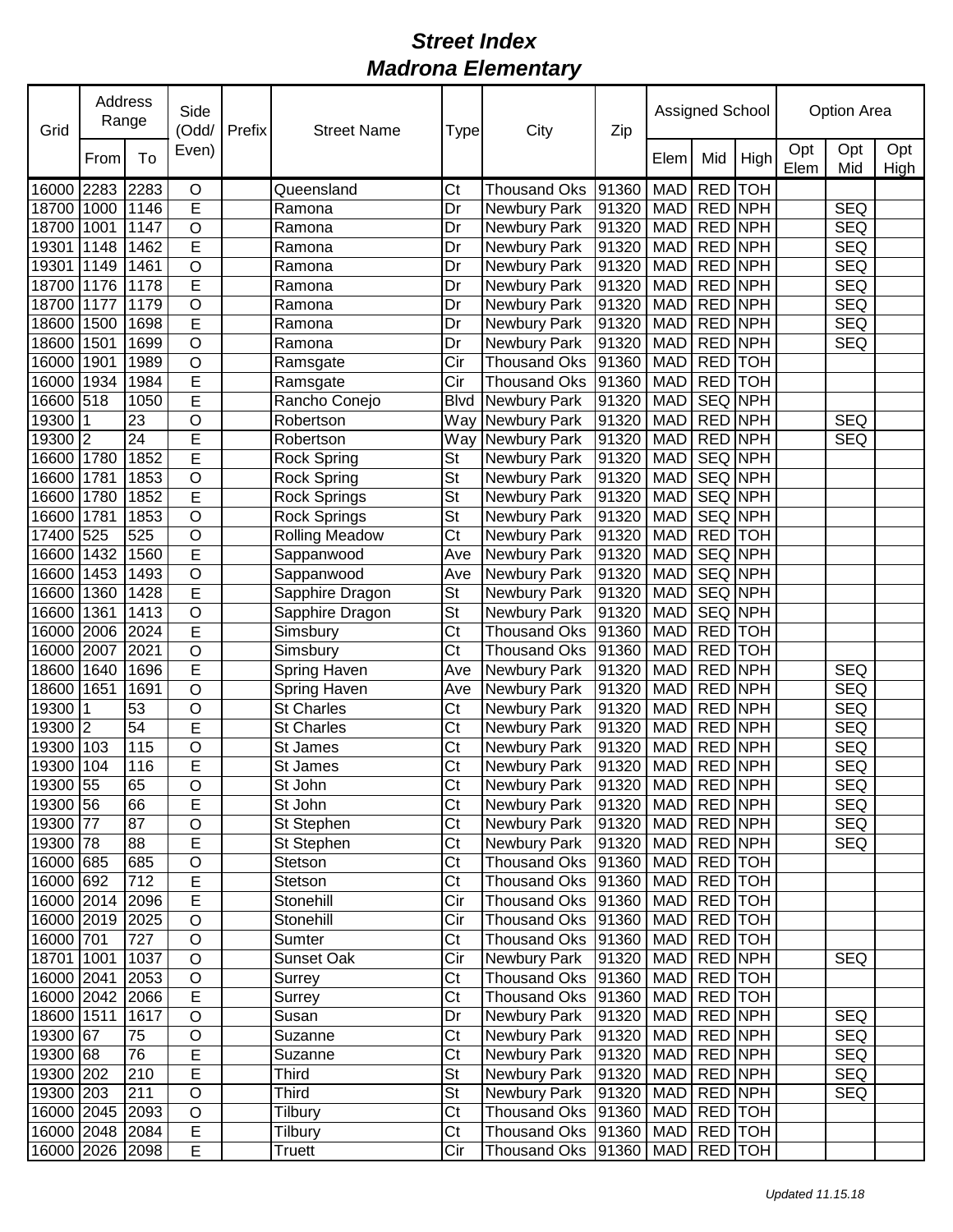# *Street Index*
# *Madrona Elementary*

| Grid | Address Range | | Side (Odd/ Even) | Prefix | Street Name | Type | City | Zip | Assigned School | | | Option Area | | |
|---|---|---|---|---|---|---|---|---|---|---|---|---|---|---|
| | From | To | | | | | | | Elem | Mid | High | Opt Elem | Opt Mid | Opt High |
| 16000 | 2283 | 2283 | O | | Queensland | Ct | Thousand Oks | 91360 | MAD | RED | TOH | | | |
| 18700 | 1000 | 1146 | E | | Ramona | Dr | Newbury Park | 91320 | MAD | RED | NPH | | SEQ | |
| 18700 | 1001 | 1147 | O | | Ramona | Dr | Newbury Park | 91320 | MAD | RED | NPH | | SEQ | |
| 19301 | 1148 | 1462 | E | | Ramona | Dr | Newbury Park | 91320 | MAD | RED | NPH | | SEQ | |
| 19301 | 1149 | 1461 | O | | Ramona | Dr | Newbury Park | 91320 | MAD | RED | NPH | | SEQ | |
| 18700 | 1176 | 1178 | E | | Ramona | Dr | Newbury Park | 91320 | MAD | RED | NPH | | SEQ | |
| 18700 | 1177 | 1179 | O | | Ramona | Dr | Newbury Park | 91320 | MAD | RED | NPH | | SEQ | |
| 18600 | 1500 | 1698 | E | | Ramona | Dr | Newbury Park | 91320 | MAD | RED | NPH | | SEQ | |
| 18600 | 1501 | 1699 | O | | Ramona | Dr | Newbury Park | 91320 | MAD | RED | NPH | | SEQ | |
| 16000 | 1901 | 1989 | O | | Ramsgate | Cir | Thousand Oks | 91360 | MAD | RED | TOH | | | |
| 16000 | 1934 | 1984 | E | | Ramsgate | Cir | Thousand Oks | 91360 | MAD | RED | TOH | | | |
| 16600 | 518 | 1050 | E | | Rancho Conejo | Blvd | Newbury Park | 91320 | MAD | SEQ | NPH | | | |
| 19300 | 1 | 23 | O | | Robertson | Way | Newbury Park | 91320 | MAD | RED | NPH | | SEQ | |
| 19300 | 2 | 24 | E | | Robertson | Way | Newbury Park | 91320 | MAD | RED | NPH | | SEQ | |
| 16600 | 1780 | 1852 | E | | Rock Spring | St | Newbury Park | 91320 | MAD | SEQ | NPH | | | |
| 16600 | 1781 | 1853 | O | | Rock Spring | St | Newbury Park | 91320 | MAD | SEQ | NPH | | | |
| 16600 | 1780 | 1852 | E | | Rock Springs | St | Newbury Park | 91320 | MAD | SEQ | NPH | | | |
| 16600 | 1781 | 1853 | O | | Rock Springs | St | Newbury Park | 91320 | MAD | SEQ | NPH | | | |
| 17400 | 525 | 525 | O | | Rolling Meadow | Ct | Newbury Park | 91320 | MAD | RED | TOH | | | |
| 16600 | 1432 | 1560 | E | | Sappanwood | Ave | Newbury Park | 91320 | MAD | SEQ | NPH | | | |
| 16600 | 1453 | 1493 | O | | Sappanwood | Ave | Newbury Park | 91320 | MAD | SEQ | NPH | | | |
| 16600 | 1360 | 1428 | E | | Sapphire Dragon | St | Newbury Park | 91320 | MAD | SEQ | NPH | | | |
| 16600 | 1361 | 1413 | O | | Sapphire Dragon | St | Newbury Park | 91320 | MAD | SEQ | NPH | | | |
| 16000 | 2006 | 2024 | E | | Simsbury | Ct | Thousand Oks | 91360 | MAD | RED | TOH | | | |
| 16000 | 2007 | 2021 | O | | Simsbury | Ct | Thousand Oks | 91360 | MAD | RED | TOH | | | |
| 18600 | 1640 | 1696 | E | | Spring Haven | Ave | Newbury Park | 91320 | MAD | RED | NPH | | SEQ | |
| 18600 | 1651 | 1691 | O | | Spring Haven | Ave | Newbury Park | 91320 | MAD | RED | NPH | | SEQ | |
| 19300 | 1 | 53 | O | | St Charles | Ct | Newbury Park | 91320 | MAD | RED | NPH | | SEQ | |
| 19300 | 2 | 54 | E | | St Charles | Ct | Newbury Park | 91320 | MAD | RED | NPH | | SEQ | |
| 19300 | 103 | 115 | O | | St James | Ct | Newbury Park | 91320 | MAD | RED | NPH | | SEQ | |
| 19300 | 104 | 116 | E | | St James | Ct | Newbury Park | 91320 | MAD | RED | NPH | | SEQ | |
| 19300 | 55 | 65 | O | | St John | Ct | Newbury Park | 91320 | MAD | RED | NPH | | SEQ | |
| 19300 | 56 | 66 | E | | St John | Ct | Newbury Park | 91320 | MAD | RED | NPH | | SEQ | |
| 19300 | 77 | 87 | O | | St Stephen | Ct | Newbury Park | 91320 | MAD | RED | NPH | | SEQ | |
| 19300 | 78 | 88 | E | | St Stephen | Ct | Newbury Park | 91320 | MAD | RED | NPH | | SEQ | |
| 16000 | 685 | 685 | O | | Stetson | Ct | Thousand Oks | 91360 | MAD | RED | TOH | | | |
| 16000 | 692 | 712 | E | | Stetson | Ct | Thousand Oks | 91360 | MAD | RED | TOH | | | |
| 16000 | 2014 | 2096 | E | | Stonehill | Cir | Thousand Oks | 91360 | MAD | RED | TOH | | | |
| 16000 | 2019 | 2025 | O | | Stonehill | Cir | Thousand Oks | 91360 | MAD | RED | TOH | | | |
| 16000 | 701 | 727 | O | | Sumter | Ct | Thousand Oks | 91360 | MAD | RED | TOH | | | |
| 18701 | 1001 | 1037 | O | | Sunset Oak | Cir | Newbury Park | 91320 | MAD | RED | NPH | | SEQ | |
| 16000 | 2041 | 2053 | O | | Surrey | Ct | Thousand Oks | 91360 | MAD | RED | TOH | | | |
| 16000 | 2042 | 2066 | E | | Surrey | Ct | Thousand Oks | 91360 | MAD | RED | TOH | | | |
| 18600 | 1511 | 1617 | O | | Susan | Dr | Newbury Park | 91320 | MAD | RED | NPH | | SEQ | |
| 19300 | 67 | 75 | O | | Suzanne | Ct | Newbury Park | 91320 | MAD | RED | NPH | | SEQ | |
| 19300 | 68 | 76 | E | | Suzanne | Ct | Newbury Park | 91320 | MAD | RED | NPH | | SEQ | |
| 19300 | 202 | 210 | E | | Third | St | Newbury Park | 91320 | MAD | RED | NPH | | SEQ | |
| 19300 | 203 | 211 | O | | Third | St | Newbury Park | 91320 | MAD | RED | NPH | | SEQ | |
| 16000 | 2045 | 2093 | O | | Tilbury | Ct | Thousand Oks | 91360 | MAD | RED | TOH | | | |
| 16000 | 2048 | 2084 | E | | Tilbury | Ct | Thousand Oks | 91360 | MAD | RED | TOH | | | |
| 16000 | 2026 | 2098 | E | | Truett | Cir | Thousand Oks | 91360 | MAD | RED | TOH | | | |

*Updated 11.15.18*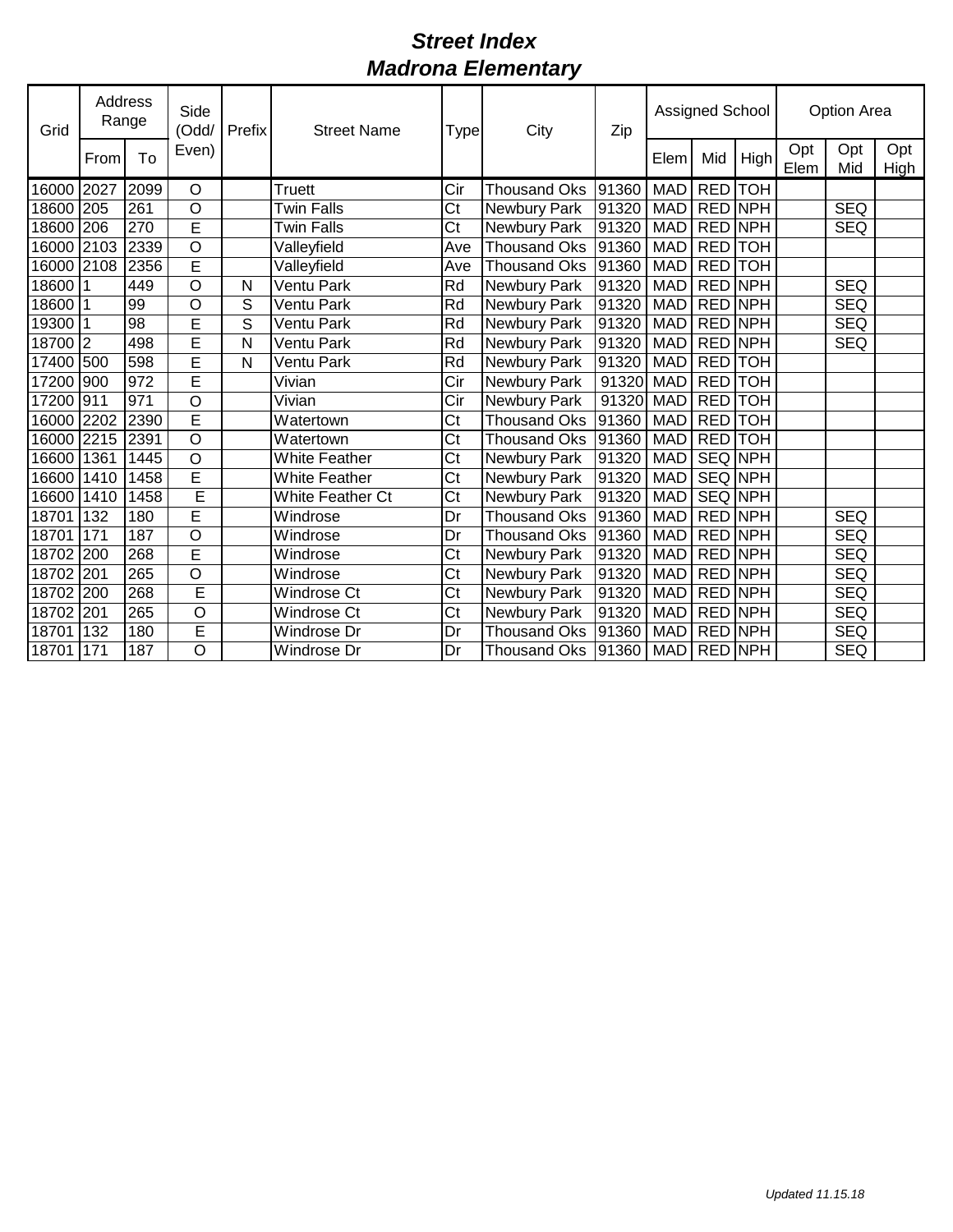# *Street Index*
# *Madrona Elementary*

| Grid | Address Range | | Side (Odd/ Even) | Prefix | Street Name | Type | City | Zip | Assigned School | | | Option Area | | |
|---|---|---|---|---|---|---|---|---|---|---|---|---|---|---|
| | From | To | | | | | | | Elem | Mid | High | Opt Elem | Opt Mid | Opt High |
| 16000 | 2027 | 2099 | O | | Truett | Cir | Thousand Oks | 91360 | MAD | RED | TOH | | | |
| 18600 | 205 | 261 | O | | Twin Falls | Ct | Newbury Park | 91320 | MAD | RED | NPH | | SEQ | |
| 18600 | 206 | 270 | E | | Twin Falls | Ct | Newbury Park | 91320 | MAD | RED | NPH | | SEQ | |
| 16000 | 2103 | 2339 | O | | Valleyfield | Ave | Thousand Oks | 91360 | MAD | RED | TOH | | | |
| 16000 | 2108 | 2356 | E | | Valleyfield | Ave | Thousand Oks | 91360 | MAD | RED | TOH | | | |
| 18600 | 1 | 449 | O | N | Ventu Park | Rd | Newbury Park | 91320 | MAD | RED | NPH | | SEQ | |
| 18600 | 1 | 99 | O | S | Ventu Park | Rd | Newbury Park | 91320 | MAD | RED | NPH | | SEQ | |
| 19300 | 1 | 98 | E | S | Ventu Park | Rd | Newbury Park | 91320 | MAD | RED | NPH | | SEQ | |
| 18700 | 2 | 498 | E | N | Ventu Park | Rd | Newbury Park | 91320 | MAD | RED | NPH | | SEQ | |
| 17400 | 500 | 598 | E | N | Ventu Park | Rd | Newbury Park | 91320 | MAD | RED | TOH | | | |
| 17200 | 900 | 972 | E | | Vivian | Cir | Newbury Park | 91320 | MAD | RED | TOH | | | |
| 17200 | 911 | 971 | O | | Vivian | Cir | Newbury Park | 91320 | MAD | RED | TOH | | | |
| 16000 | 2202 | 2390 | E | | Watertown | Ct | Thousand Oks | 91360 | MAD | RED | TOH | | | |
| 16000 | 2215 | 2391 | O | | Watertown | Ct | Thousand Oks | 91360 | MAD | RED | TOH | | | |
| 16600 | 1361 | 1445 | O | | White Feather | Ct | Newbury Park | 91320 | MAD | SEQ | NPH | | | |
| 16600 | 1410 | 1458 | E | | White Feather | Ct | Newbury Park | 91320 | MAD | SEQ | NPH | | | |
| 16600 | 1410 | 1458 | E | | White Feather Ct | Ct | Newbury Park | 91320 | MAD | SEQ | NPH | | | |
| 18701 | 132 | 180 | E | | Windrose | Dr | Thousand Oks | 91360 | MAD | RED | NPH | | SEQ | |
| 18701 | 171 | 187 | O | | Windrose | Dr | Thousand Oks | 91360 | MAD | RED | NPH | | SEQ | |
| 18702 | 200 | 268 | E | | Windrose | Ct | Newbury Park | 91320 | MAD | RED | NPH | | SEQ | |
| 18702 | 201 | 265 | O | | Windrose | Ct | Newbury Park | 91320 | MAD | RED | NPH | | SEQ | |
| 18702 | 200 | 268 | E | | Windrose Ct | Ct | Newbury Park | 91320 | MAD | RED | NPH | | SEQ | |
| 18702 | 201 | 265 | O | | Windrose Ct | Ct | Newbury Park | 91320 | MAD | RED | NPH | | SEQ | |
| 18701 | 132 | 180 | E | | Windrose Dr | Dr | Thousand Oks | 91360 | MAD | RED | NPH | | SEQ | |
| 18701 | 171 | 187 | O | | Windrose Dr | Dr | Thousand Oks | 91360 | MAD | RED | NPH | | SEQ | |

*Updated 11.15.18*